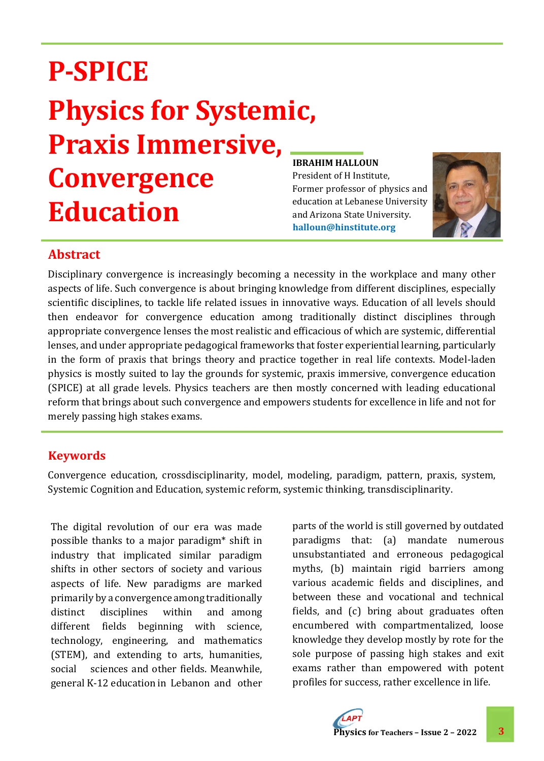# P-SPICE

# Physics for Systemic, Praxis Immersive, Convergence Education

**IBRAHIM HALLOUN**
President of H Institute,
Former professor of physics and education at Lebanese University and Arizona State University.
**halloun@hinstitute.org**

## Abstract

Disciplinary convergence is increasingly becoming a necessity in the workplace and many other aspects of life. Such convergence is about bringing knowledge from different disciplines, especially scientific disciplines, to tackle life related issues in innovative ways. Education of all levels should then endeavor for convergence education among traditionally distinct disciplines through appropriate convergence lenses the most realistic and efficacious of which are systemic, differential lenses, and under appropriate pedagogical frameworks that foster experiential learning, particularly in the form of praxis that brings theory and practice together in real life contexts. Model-laden physics is mostly suited to lay the grounds for systemic, praxis immersive, convergence education (SPICE) at all grade levels. Physics teachers are then mostly concerned with leading educational reform that brings about such convergence and empowers students for excellence in life and not for merely passing high stakes exams.

## Keywords

Convergence education, crossdisciplinarity, model, modeling, paradigm, pattern, praxis, system, Systemic Cognition and Education, systemic reform, systemic thinking, transdisciplinarity.

The digital revolution of our era was made possible thanks to a major paradigm* shift in industry that implicated similar paradigm shifts in other sectors of society and various aspects of life. New paradigms are marked primarily by a convergence among traditionally distinct disciplines within and among different fields beginning with science, technology, engineering, and mathematics (STEM), and extending to arts, humanities, social sciences and other fields. Meanwhile, general K-12 education in Lebanon and other parts of the world is still governed by outdated paradigms that: (a) mandate numerous unsubstantiated and erroneous pedagogical myths, (b) maintain rigid barriers among various academic fields and disciplines, and between these and vocational and technical fields, and (c) bring about graduates often encumbered with compartmentalized, loose knowledge they develop mostly by rote for the sole purpose of passing high stakes and exit exams rather than empowered with potent profiles for success, rather excellence in life.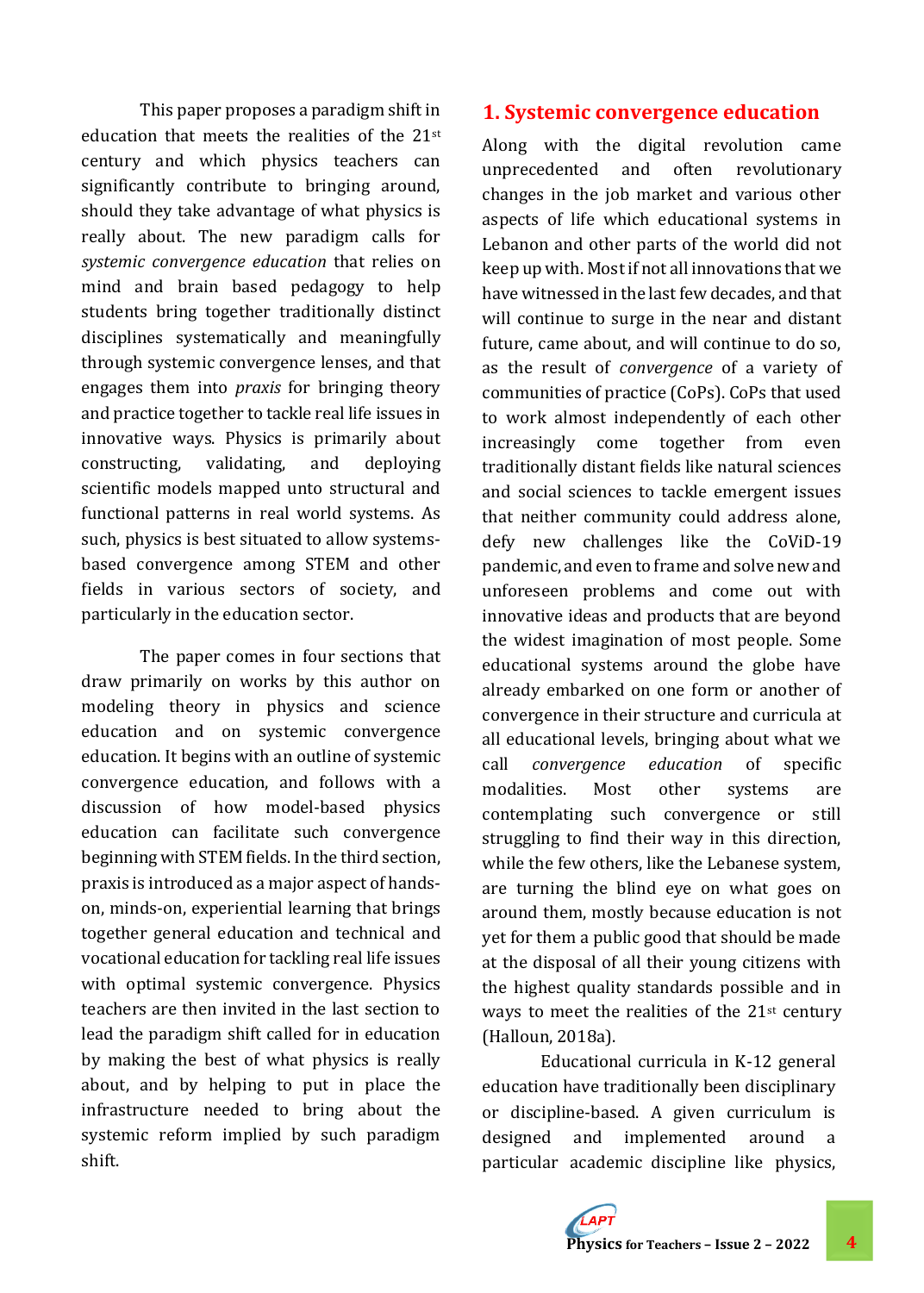This paper proposes a paradigm shift in education that meets the realities of the 21st century and which physics teachers can significantly contribute to bringing around, should they take advantage of what physics is really about. The new paradigm calls for *systemic convergence education* that relies on mind and brain based pedagogy to help students bring together traditionally distinct disciplines systematically and meaningfully through systemic convergence lenses, and that engages them into *praxis* for bringing theory and practice together to tackle real life issues in innovative ways. Physics is primarily about constructing, validating, and deploying scientific models mapped unto structural and functional patterns in real world systems. As such, physics is best situated to allow systems-based convergence among STEM and other fields in various sectors of society, and particularly in the education sector.

The paper comes in four sections that draw primarily on works by this author on modeling theory in physics and science education and on systemic convergence education. It begins with an outline of systemic convergence education, and follows with a discussion of how model-based physics education can facilitate such convergence beginning with STEM fields. In the third section, praxis is introduced as a major aspect of hands-on, minds-on, experiential learning that brings together general education and technical and vocational education for tackling real life issues with optimal systemic convergence. Physics teachers are then invited in the last section to lead the paradigm shift called for in education by making the best of what physics is really about, and by helping to put in place the infrastructure needed to bring about the systemic reform implied by such paradigm shift.

## 1. Systemic convergence education

Along with the digital revolution came unprecedented and often revolutionary changes in the job market and various other aspects of life which educational systems in Lebanon and other parts of the world did not keep up with. Most if not all innovations that we have witnessed in the last few decades, and that will continue to surge in the near and distant future, came about, and will continue to do so, as the result of *convergence* of a variety of communities of practice (CoPs). CoPs that used to work almost independently of each other increasingly come together from even traditionally distant fields like natural sciences and social sciences to tackle emergent issues that neither community could address alone, defy new challenges like the CoViD-19 pandemic, and even to frame and solve new and unforeseen problems and come out with innovative ideas and products that are beyond the widest imagination of most people. Some educational systems around the globe have already embarked on one form or another of convergence in their structure and curricula at all educational levels, bringing about what we call *convergence education* of specific modalities. Most other systems are contemplating such convergence or still struggling to find their way in this direction, while the few others, like the Lebanese system, are turning the blind eye on what goes on around them, mostly because education is not yet for them a public good that should be made at the disposal of all their young citizens with the highest quality standards possible and in ways to meet the realities of the 21st century (Halloun, 2018a).

Educational curricula in K-12 general education have traditionally been disciplinary or discipline-based. A given curriculum is designed and implemented around a particular academic discipline like physics,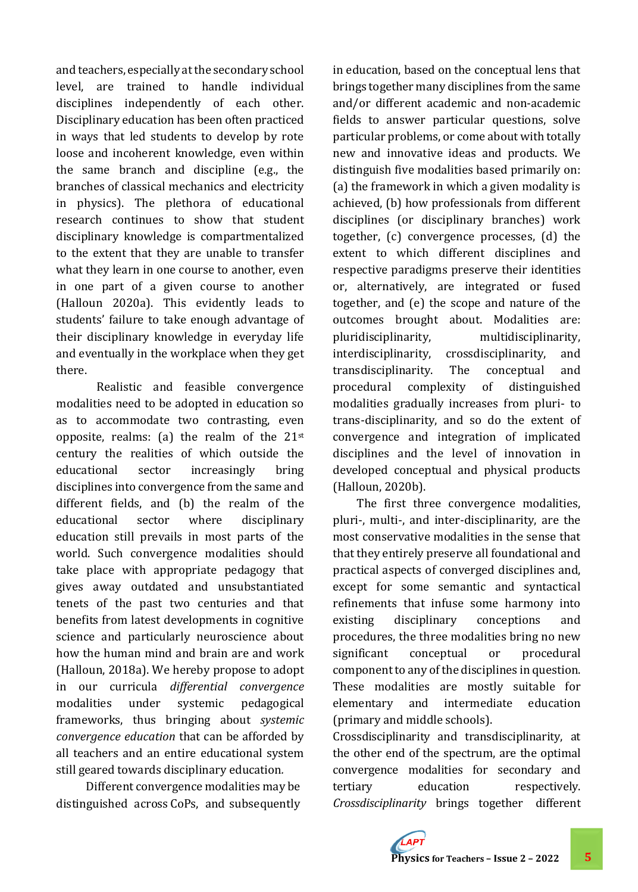and teachers, especially at the secondary school level, are trained to handle individual disciplines independently of each other. Disciplinary education has been often practiced in ways that led students to develop by rote loose and incoherent knowledge, even within the same branch and discipline (e.g., the branches of classical mechanics and electricity in physics). The plethora of educational research continues to show that student disciplinary knowledge is compartmentalized to the extent that they are unable to transfer what they learn in one course to another, even in one part of a given course to another (Halloun 2020a). This evidently leads to students' failure to take enough advantage of their disciplinary knowledge in everyday life and eventually in the workplace when they get there.

Realistic and feasible convergence modalities need to be adopted in education so as to accommodate two contrasting, even opposite, realms: (a) the realm of the 21st century the realities of which outside the educational sector increasingly bring disciplines into convergence from the same and different fields, and (b) the realm of the educational sector where disciplinary education still prevails in most parts of the world. Such convergence modalities should take place with appropriate pedagogy that gives away outdated and unsubstantiated tenets of the past two centuries and that benefits from latest developments in cognitive science and particularly neuroscience about how the human mind and brain are and work (Halloun, 2018a). We hereby propose to adopt in our curricula *differential convergence* modalities under systemic pedagogical frameworks, thus bringing about *systemic convergence education* that can be afforded by all teachers and an entire educational system still geared towards disciplinary education.

Different convergence modalities may be distinguished across CoPs, and subsequently in education, based on the conceptual lens that brings together many disciplines from the same and/or different academic and non-academic fields to answer particular questions, solve particular problems, or come about with totally new and innovative ideas and products. We distinguish five modalities based primarily on: (a) the framework in which a given modality is achieved, (b) how professionals from different disciplines (or disciplinary branches) work together, (c) convergence processes, (d) the extent to which different disciplines and respective paradigms preserve their identities or, alternatively, are integrated or fused together, and (e) the scope and nature of the outcomes brought about. Modalities are: pluridisciplinarity, multidisciplinarity, interdisciplinarity, crossdisciplinarity, and transdisciplinarity. The conceptual and procedural complexity of distinguished modalities gradually increases from pluri- to trans-disciplinarity, and so do the extent of convergence and integration of implicated disciplines and the level of innovation in developed conceptual and physical products (Halloun, 2020b).

The first three convergence modalities, pluri-, multi-, and inter-disciplinarity, are the most conservative modalities in the sense that that they entirely preserve all foundational and practical aspects of converged disciplines and, except for some semantic and syntactical refinements that infuse some harmony into existing disciplinary conceptions and procedures, the three modalities bring no new significant conceptual or procedural component to any of the disciplines in question. These modalities are mostly suitable for elementary and intermediate education (primary and middle schools).

Crossdisciplinarity and transdisciplinarity, at the other end of the spectrum, are the optimal convergence modalities for secondary and tertiary education respectively. *Crossdisciplinarity* brings together different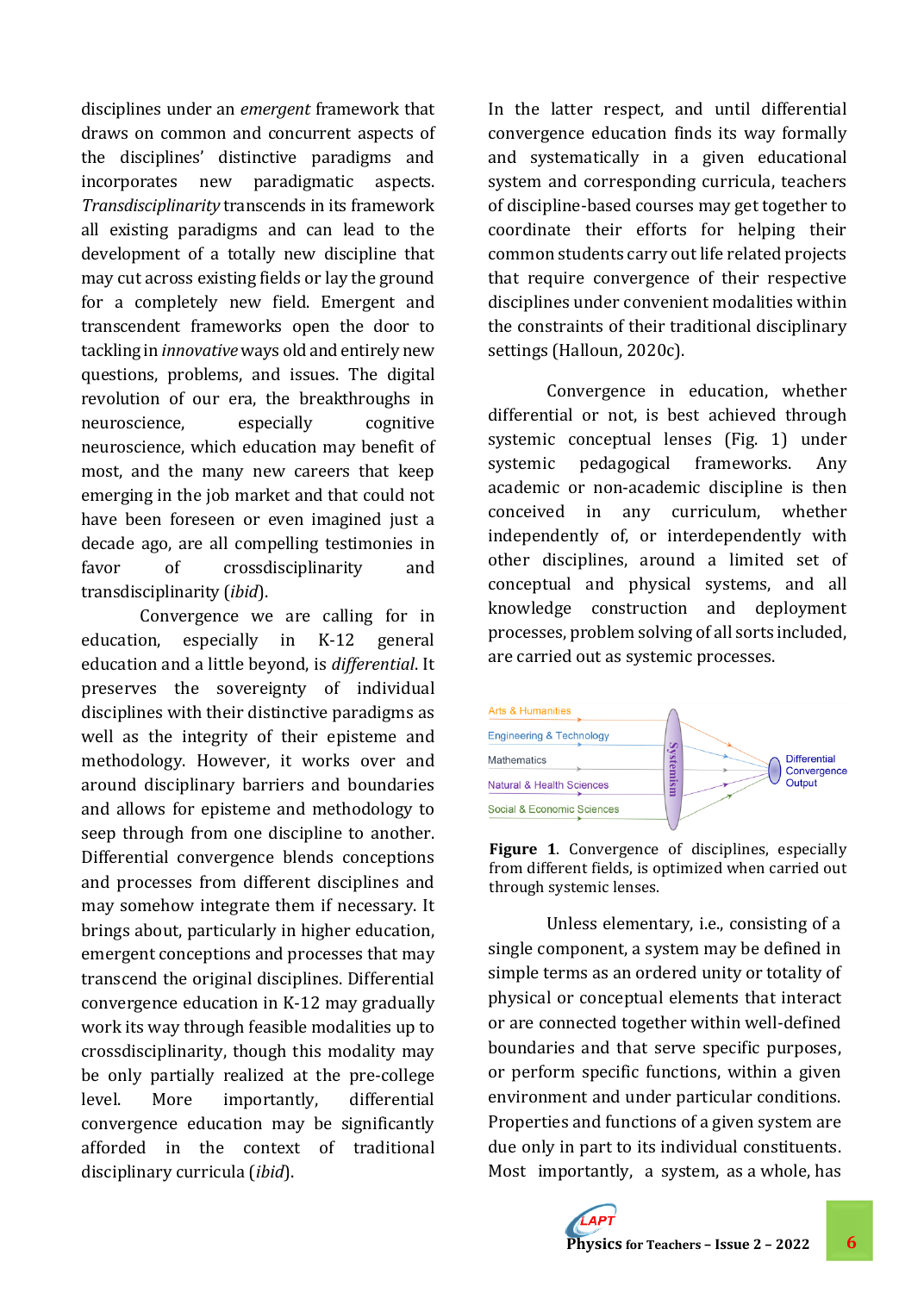disciplines under an *emergent* framework that draws on common and concurrent aspects of the disciplines' distinctive paradigms and incorporates new paradigmatic aspects. *Transdisciplinarity* transcends in its framework all existing paradigms and can lead to the development of a totally new discipline that may cut across existing fields or lay the ground for a completely new field. Emergent and transcendent frameworks open the door to tackling in *innovative* ways old and entirely new questions, problems, and issues. The digital revolution of our era, the breakthroughs in neuroscience, especially cognitive neuroscience, which education may benefit of most, and the many new careers that keep emerging in the job market and that could not have been foreseen or even imagined just a decade ago, are all compelling testimonies in favor of crossdisciplinarity and transdisciplinarity (*ibid*).

Convergence we are calling for in education, especially in K-12 general education and a little beyond, is *differential*. It preserves the sovereignty of individual disciplines with their distinctive paradigms as well as the integrity of their episteme and methodology. However, it works over and around disciplinary barriers and boundaries and allows for episteme and methodology to seep through from one discipline to another. Differential convergence blends conceptions and processes from different disciplines and may somehow integrate them if necessary. It brings about, particularly in higher education, emergent conceptions and processes that may transcend the original disciplines. Differential convergence education in K-12 may gradually work its way through feasible modalities up to crossdisciplinarity, though this modality may be only partially realized at the pre-college level. More importantly, differential convergence education may be significantly afforded in the context of traditional disciplinary curricula (*ibid*).

In the latter respect, and until differential convergence education finds its way formally and systematically in a given educational system and corresponding curricula, teachers of discipline-based courses may get together to coordinate their efforts for helping their common students carry out life related projects that require convergence of their respective disciplines under convenient modalities within the constraints of their traditional disciplinary settings (Halloun, 2020c).

Convergence in education, whether differential or not, is best achieved through systemic conceptual lenses (Fig. 1) under systemic pedagogical frameworks. Any academic or non-academic discipline is then conceived in any curriculum, whether independently of, or interdependently with other disciplines, around a limited set of conceptual and physical systems, and all knowledge construction and deployment processes, problem solving of all sorts included, are carried out as systemic processes.

**Figure 1**. Convergence of disciplines, especially from different fields, is optimized when carried out through systemic lenses.

Unless elementary, i.e., consisting of a single component, a system may be defined in simple terms as an ordered unity or totality of physical or conceptual elements that interact or are connected together within well-defined boundaries and that serve specific purposes, or perform specific functions, within a given environment and under particular conditions. Properties and functions of a given system are due only in part to its individual constituents. Most importantly, a system, as a whole, has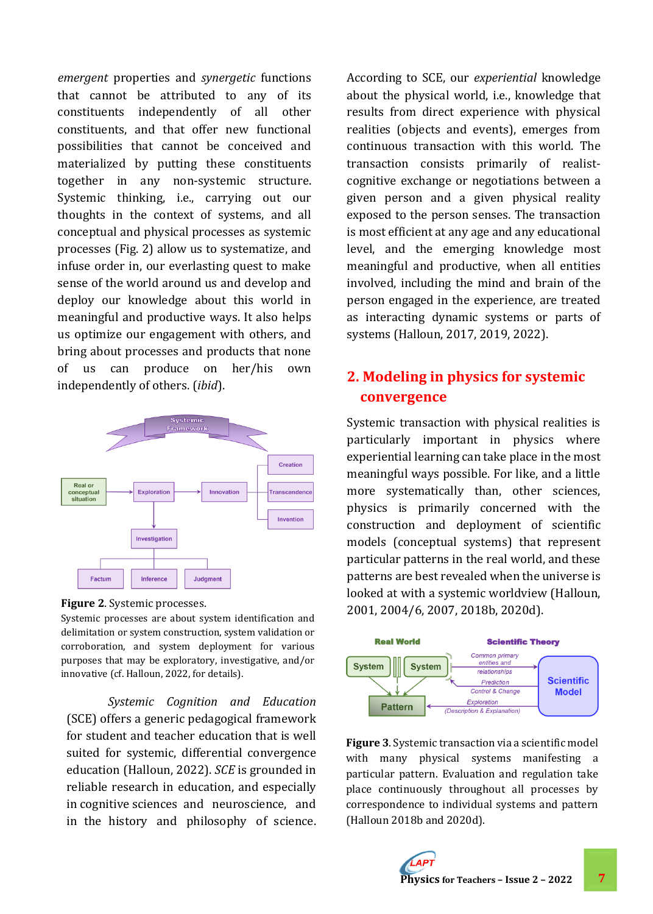*emergent* properties and *synergetic* functions that cannot be attributed to any of its constituents independently of all other constituents, and that offer new functional possibilities that cannot be conceived and materialized by putting these constituents together in any non-systemic structure. Systemic thinking, i.e., carrying out our thoughts in the context of systems, and all conceptual and physical processes as systemic processes (Fig. 2) allow us to systematize, and infuse order in, our everlasting quest to make sense of the world around us and develop and deploy our knowledge about this world in meaningful and productive ways. It also helps us optimize our engagement with others, and bring about processes and products that none of us can produce on her/his own independently of others. (*ibid*).

**Figure 2**. Systemic processes.

Systemic processes are about system identification and delimitation or system construction, system validation or corroboration, and system deployment for various purposes that may be exploratory, investigative, and/or innovative (cf. Halloun, 2022, for details).

*Systemic Cognition and Education* (SCE) offers a generic pedagogical framework for student and teacher education that is well suited for systemic, differential convergence education (Halloun, 2022). *SCE* is grounded in reliable research in education, and especially in cognitive sciences and neuroscience, and in the history and philosophy of science. According to SCE, our *experiential* knowledge about the physical world, i.e., knowledge that results from direct experience with physical realities (objects and events), emerges from continuous transaction with this world. The transaction consists primarily of realist-cognitive exchange or negotiations between a given person and a given physical reality exposed to the person senses. The transaction is most efficient at any age and any educational level, and the emerging knowledge most meaningful and productive, when all entities involved, including the mind and brain of the person engaged in the experience, are treated as interacting dynamic systems or parts of systems (Halloun, 2017, 2019, 2022).

## 2. Modeling in physics for systemic convergence

Systemic transaction with physical realities is particularly important in physics where experiential learning can take place in the most meaningful ways possible. For like, and a little more systematically than, other sciences, physics is primarily concerned with the construction and deployment of scientific models (conceptual systems) that represent particular patterns in the real world, and these patterns are best revealed when the universe is looked at with a systemic worldview (Halloun, 2001, 2004/6, 2007, 2018b, 2020d).

**Figure 3**. Systemic transaction via a scientific model with many physical systems manifesting a particular pattern. Evaluation and regulation take place continuously throughout all processes by correspondence to individual systems and pattern (Halloun 2018b and 2020d).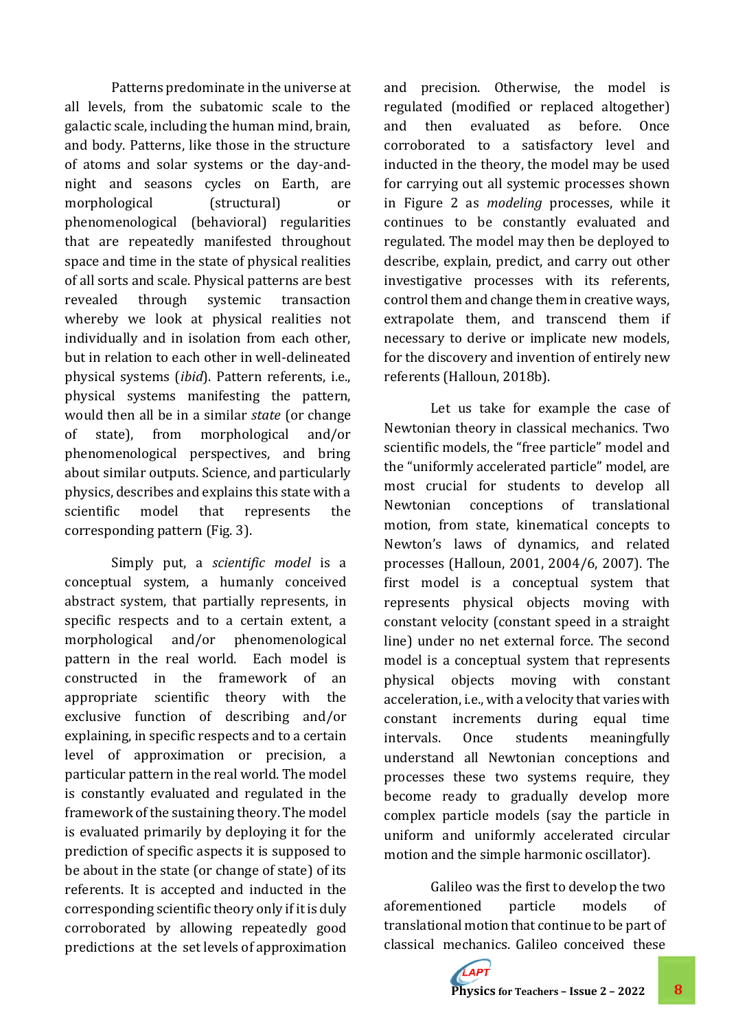Patterns predominate in the universe at all levels, from the subatomic scale to the galactic scale, including the human mind, brain, and body. Patterns, like those in the structure of atoms and solar systems or the day-and-night and seasons cycles on Earth, are morphological (structural) or phenomenological (behavioral) regularities that are repeatedly manifested throughout space and time in the state of physical realities of all sorts and scale. Physical patterns are best revealed through systemic transaction whereby we look at physical realities not individually and in isolation from each other, but in relation to each other in well-delineated physical systems (*ibid*). Pattern referents, i.e., physical systems manifesting the pattern, would then all be in a similar *state* (or change of state), from morphological and/or phenomenological perspectives, and bring about similar outputs. Science, and particularly physics, describes and explains this state with a scientific model that represents the corresponding pattern (Fig. 3).

Simply put, a *scientific model* is a conceptual system, a humanly conceived abstract system, that partially represents, in specific respects and to a certain extent, a morphological and/or phenomenological pattern in the real world. Each model is constructed in the framework of an appropriate scientific theory with the exclusive function of describing and/or explaining, in specific respects and to a certain level of approximation or precision, a particular pattern in the real world. The model is constantly evaluated and regulated in the framework of the sustaining theory. The model is evaluated primarily by deploying it for the prediction of specific aspects it is supposed to be about in the state (or change of state) of its referents. It is accepted and inducted in the corresponding scientific theory only if it is duly corroborated by allowing repeatedly good predictions at the set levels of approximation and precision. Otherwise, the model is regulated (modified or replaced altogether) and then evaluated as before. Once corroborated to a satisfactory level and inducted in the theory, the model may be used for carrying out all systemic processes shown in Figure 2 as *modeling* processes, while it continues to be constantly evaluated and regulated. The model may then be deployed to describe, explain, predict, and carry out other investigative processes with its referents, control them and change them in creative ways, extrapolate them, and transcend them if necessary to derive or implicate new models, for the discovery and invention of entirely new referents (Halloun, 2018b).

Let us take for example the case of Newtonian theory in classical mechanics. Two scientific models, the "free particle" model and the "uniformly accelerated particle" model, are most crucial for students to develop all Newtonian conceptions of translational motion, from state, kinematical concepts to Newton's laws of dynamics, and related processes (Halloun, 2001, 2004/6, 2007). The first model is a conceptual system that represents physical objects moving with constant velocity (constant speed in a straight line) under no net external force. The second model is a conceptual system that represents physical objects moving with constant acceleration, i.e., with a velocity that varies with constant increments during equal time intervals. Once students meaningfully understand all Newtonian conceptions and processes these two systems require, they become ready to gradually develop more complex particle models (say the particle in uniform and uniformly accelerated circular motion and the simple harmonic oscillator).

Galileo was the first to develop the two aforementioned particle models of translational motion that continue to be part of classical mechanics. Galileo conceived these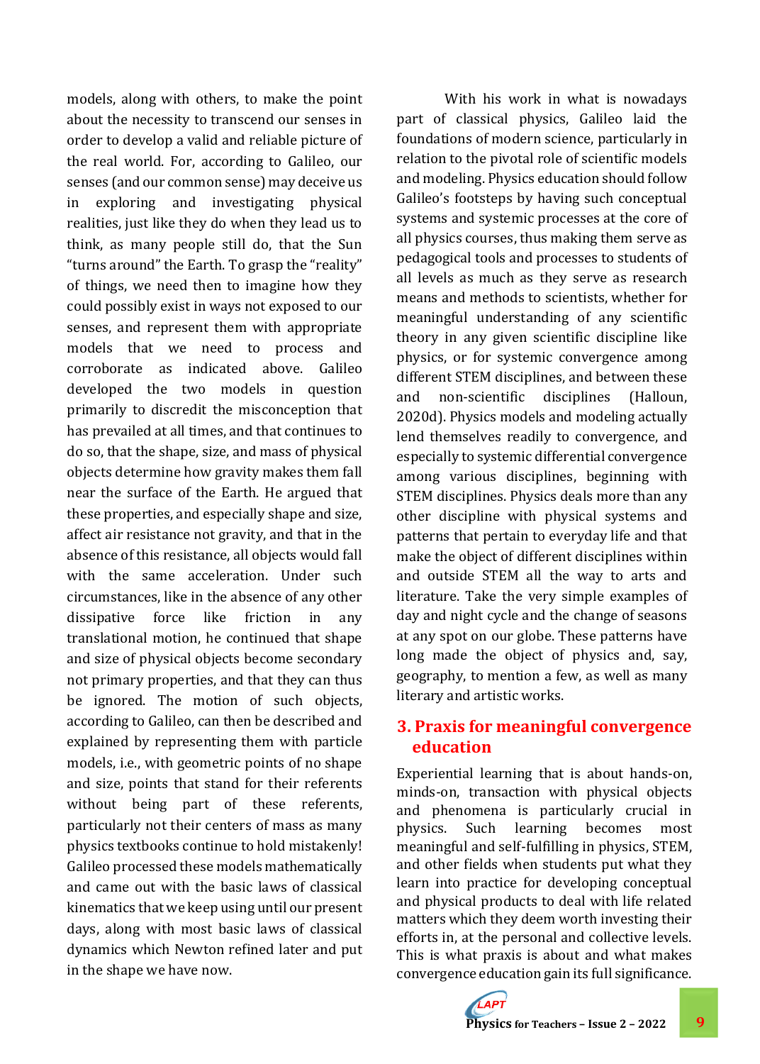models, along with others, to make the point about the necessity to transcend our senses in order to develop a valid and reliable picture of the real world. For, according to Galileo, our senses (and our common sense) may deceive us in exploring and investigating physical realities, just like they do when they lead us to think, as many people still do, that the Sun "turns around" the Earth. To grasp the "reality" of things, we need then to imagine how they could possibly exist in ways not exposed to our senses, and represent them with appropriate models that we need to process and corroborate as indicated above. Galileo developed the two models in question primarily to discredit the misconception that has prevailed at all times, and that continues to do so, that the shape, size, and mass of physical objects determine how gravity makes them fall near the surface of the Earth. He argued that these properties, and especially shape and size, affect air resistance not gravity, and that in the absence of this resistance, all objects would fall with the same acceleration. Under such circumstances, like in the absence of any other dissipative force like friction in any translational motion, he continued that shape and size of physical objects become secondary not primary properties, and that they can thus be ignored. The motion of such objects, according to Galileo, can then be described and explained by representing them with particle models, i.e., with geometric points of no shape and size, points that stand for their referents without being part of these referents, particularly not their centers of mass as many physics textbooks continue to hold mistakenly! Galileo processed these models mathematically and came out with the basic laws of classical kinematics that we keep using until our present days, along with most basic laws of classical dynamics which Newton refined later and put in the shape we have now.

With his work in what is nowadays part of classical physics, Galileo laid the foundations of modern science, particularly in relation to the pivotal role of scientific models and modeling. Physics education should follow Galileo's footsteps by having such conceptual systems and systemic processes at the core of all physics courses, thus making them serve as pedagogical tools and processes to students of all levels as much as they serve as research means and methods to scientists, whether for meaningful understanding of any scientific theory in any given scientific discipline like physics, or for systemic convergence among different STEM disciplines, and between these and non-scientific disciplines (Halloun, 2020d). Physics models and modeling actually lend themselves readily to convergence, and especially to systemic differential convergence among various disciplines, beginning with STEM disciplines. Physics deals more than any other discipline with physical systems and patterns that pertain to everyday life and that make the object of different disciplines within and outside STEM all the way to arts and literature. Take the very simple examples of day and night cycle and the change of seasons at any spot on our globe. These patterns have long made the object of physics and, say, geography, to mention a few, as well as many literary and artistic works.

## 3. Praxis for meaningful convergence education

Experiential learning that is about hands-on, minds-on, transaction with physical objects and phenomena is particularly crucial in physics. Such learning becomes most meaningful and self-fulfilling in physics, STEM, and other fields when students put what they learn into practice for developing conceptual and physical products to deal with life related matters which they deem worth investing their efforts in, at the personal and collective levels. This is what praxis is about and what makes convergence education gain its full significance.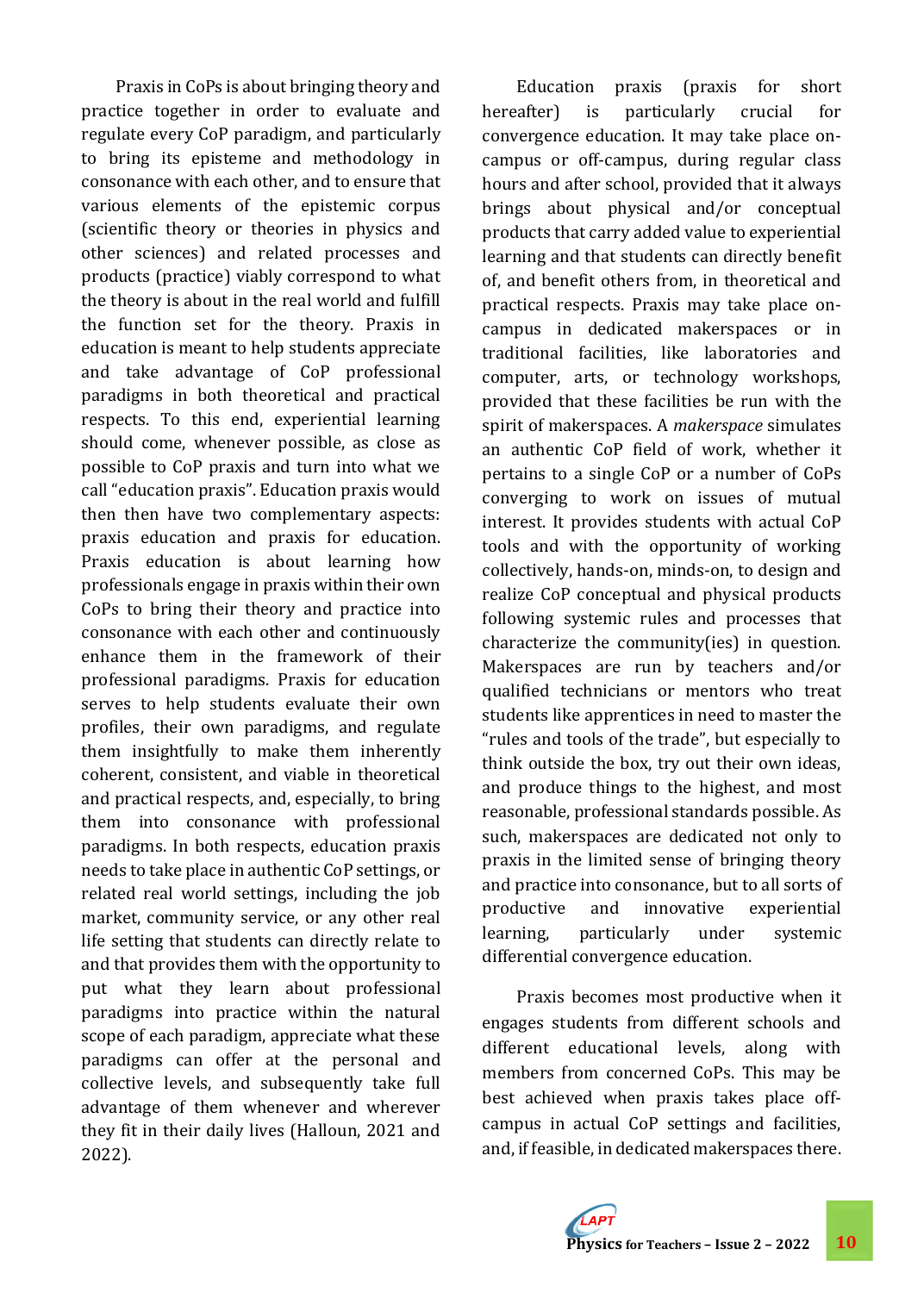Praxis in CoPs is about bringing theory and practice together in order to evaluate and regulate every CoP paradigm, and particularly to bring its episteme and methodology in consonance with each other, and to ensure that various elements of the epistemic corpus (scientific theory or theories in physics and other sciences) and related processes and products (practice) viably correspond to what the theory is about in the real world and fulfill the function set for the theory. Praxis in education is meant to help students appreciate and take advantage of CoP professional paradigms in both theoretical and practical respects. To this end, experiential learning should come, whenever possible, as close as possible to CoP praxis and turn into what we call "education praxis". Education praxis would then then have two complementary aspects: praxis education and praxis for education. Praxis education is about learning how professionals engage in praxis within their own CoPs to bring their theory and practice into consonance with each other and continuously enhance them in the framework of their professional paradigms. Praxis for education serves to help students evaluate their own profiles, their own paradigms, and regulate them insightfully to make them inherently coherent, consistent, and viable in theoretical and practical respects, and, especially, to bring them into consonance with professional paradigms. In both respects, education praxis needs to take place in authentic CoP settings, or related real world settings, including the job market, community service, or any other real life setting that students can directly relate to and that provides them with the opportunity to put what they learn about professional paradigms into practice within the natural scope of each paradigm, appreciate what these paradigms can offer at the personal and collective levels, and subsequently take full advantage of them whenever and wherever they fit in their daily lives (Halloun, 2021 and 2022).

Education praxis (praxis for short hereafter) is particularly crucial for convergence education. It may take place on-campus or off-campus, during regular class hours and after school, provided that it always brings about physical and/or conceptual products that carry added value to experiential learning and that students can directly benefit of, and benefit others from, in theoretical and practical respects. Praxis may take place on-campus in dedicated makerspaces or in traditional facilities, like laboratories and computer, arts, or technology workshops, provided that these facilities be run with the spirit of makerspaces. A *makerspace* simulates an authentic CoP field of work, whether it pertains to a single CoP or a number of CoPs converging to work on issues of mutual interest. It provides students with actual CoP tools and with the opportunity of working collectively, hands-on, minds-on, to design and realize CoP conceptual and physical products following systemic rules and processes that characterize the community(ies) in question. Makerspaces are run by teachers and/or qualified technicians or mentors who treat students like apprentices in need to master the "rules and tools of the trade", but especially to think outside the box, try out their own ideas, and produce things to the highest, and most reasonable, professional standards possible. As such, makerspaces are dedicated not only to praxis in the limited sense of bringing theory and practice into consonance, but to all sorts of productive and innovative experiential learning, particularly under systemic differential convergence education.

Praxis becomes most productive when it engages students from different schools and different educational levels, along with members from concerned CoPs. This may be best achieved when praxis takes place off-campus in actual CoP settings and facilities, and, if feasible, in dedicated makerspaces there.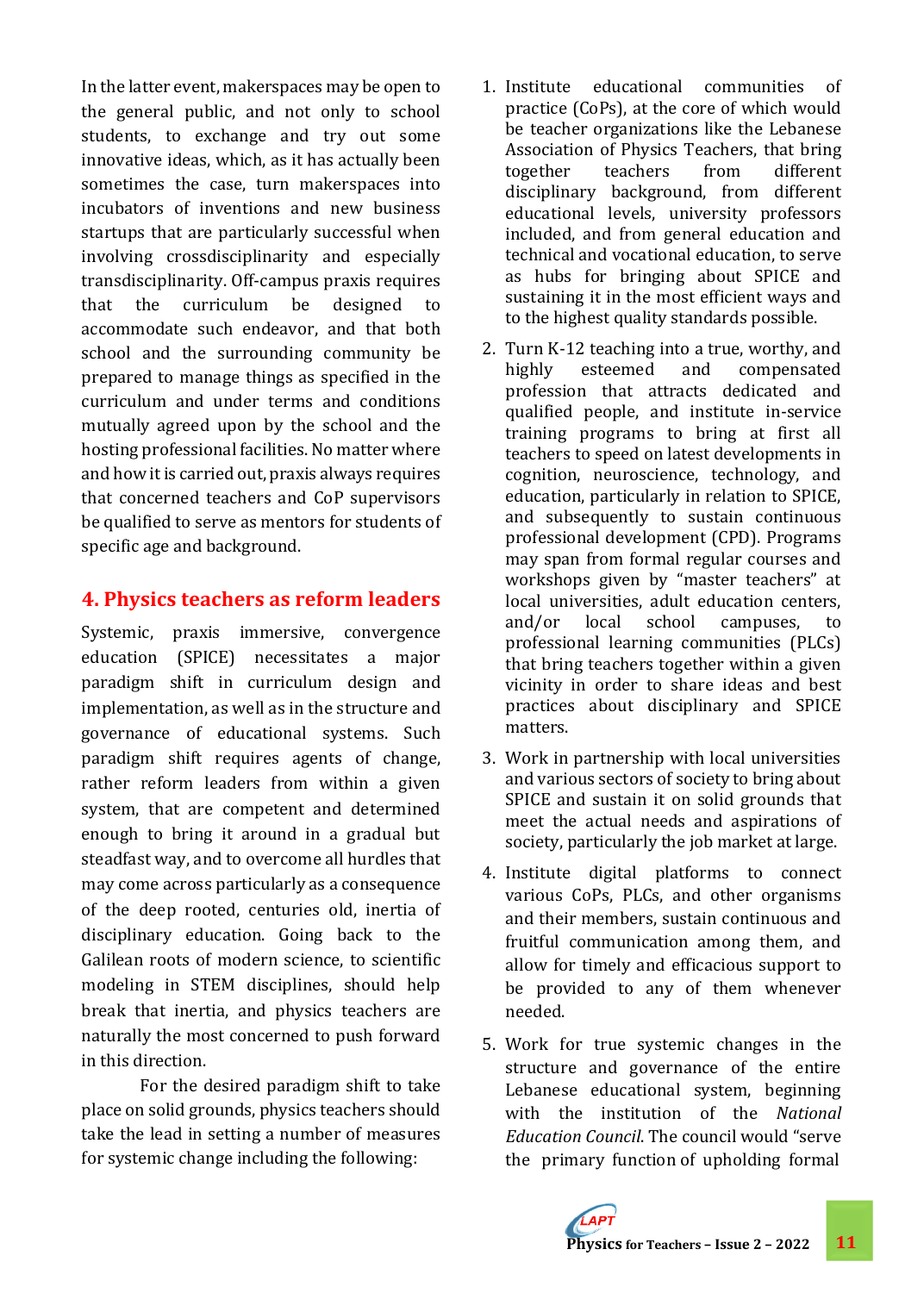In the latter event, makerspaces may be open to the general public, and not only to school students, to exchange and try out some innovative ideas, which, as it has actually been sometimes the case, turn makerspaces into incubators of inventions and new business startups that are particularly successful when involving crossdisciplinarity and especially transdisciplinarity. Off-campus praxis requires that the curriculum be designed to accommodate such endeavor, and that both school and the surrounding community be prepared to manage things as specified in the curriculum and under terms and conditions mutually agreed upon by the school and the hosting professional facilities. No matter where and how it is carried out, praxis always requires that concerned teachers and CoP supervisors be qualified to serve as mentors for students of specific age and background.

## 4. Physics teachers as reform leaders

Systemic, praxis immersive, convergence education (SPICE) necessitates a major paradigm shift in curriculum design and implementation, as well as in the structure and governance of educational systems. Such paradigm shift requires agents of change, rather reform leaders from within a given system, that are competent and determined enough to bring it around in a gradual but steadfast way, and to overcome all hurdles that may come across particularly as a consequence of the deep rooted, centuries old, inertia of disciplinary education. Going back to the Galilean roots of modern science, to scientific modeling in STEM disciplines, should help break that inertia, and physics teachers are naturally the most concerned to push forward in this direction.

For the desired paradigm shift to take place on solid grounds, physics teachers should take the lead in setting a number of measures for systemic change including the following:

1. Institute educational communities of practice (CoPs), at the core of which would be teacher organizations like the Lebanese Association of Physics Teachers, that bring together teachers from different disciplinary background, from different educational levels, university professors included, and from general education and technical and vocational education, to serve as hubs for bringing about SPICE and sustaining it in the most efficient ways and to the highest quality standards possible.
2. Turn K-12 teaching into a true, worthy, and highly esteemed and compensated profession that attracts dedicated and qualified people, and institute in-service training programs to bring at first all teachers to speed on latest developments in cognition, neuroscience, technology, and education, particularly in relation to SPICE, and subsequently to sustain continuous professional development (CPD). Programs may span from formal regular courses and workshops given by "master teachers" at local universities, adult education centers, and/or local school campuses, to professional learning communities (PLCs) that bring teachers together within a given vicinity in order to share ideas and best practices about disciplinary and SPICE matters.
3. Work in partnership with local universities and various sectors of society to bring about SPICE and sustain it on solid grounds that meet the actual needs and aspirations of society, particularly the job market at large.
4. Institute digital platforms to connect various CoPs, PLCs, and other organisms and their members, sustain continuous and fruitful communication among them, and allow for timely and efficacious support to be provided to any of them whenever needed.
5. Work for true systemic changes in the structure and governance of the entire Lebanese educational system, beginning with the institution of the *National Education Council*. The council would "serve the primary function of upholding formal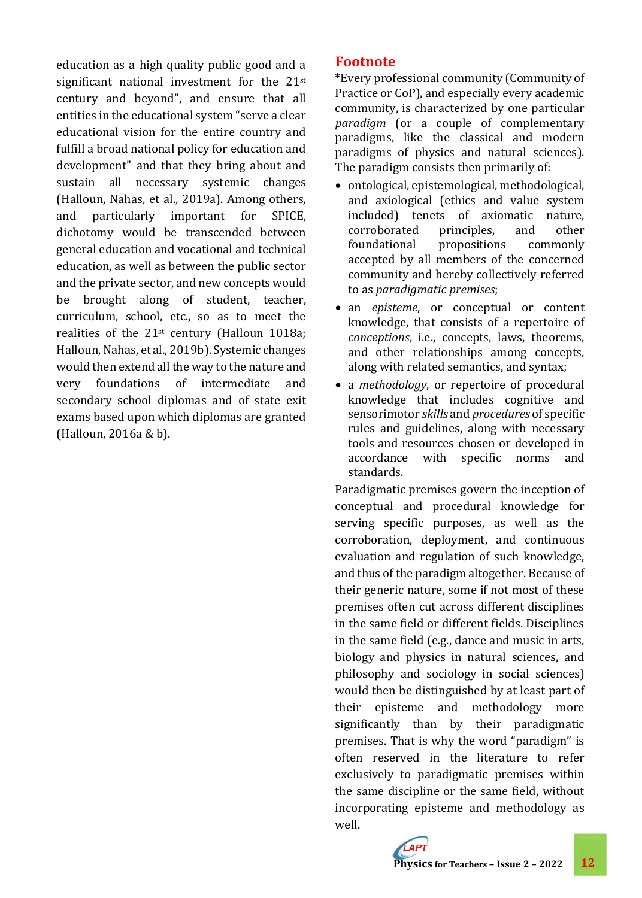education as a high quality public good and a significant national investment for the 21st century and beyond", and ensure that all entities in the educational system "serve a clear educational vision for the entire country and fulfill a broad national policy for education and development" and that they bring about and sustain all necessary systemic changes (Halloun, Nahas, et al., 2019a). Among others, and particularly important for SPICE, dichotomy would be transcended between general education and vocational and technical education, as well as between the public sector and the private sector, and new concepts would be brought along of student, teacher, curriculum, school, etc., so as to meet the realities of the 21st century (Halloun 1018a; Halloun, Nahas, et al., 2019b). Systemic changes would then extend all the way to the nature and very foundations of intermediate and secondary school diplomas and of state exit exams based upon which diplomas are granted (Halloun, 2016a & b).

## Footnote

*Every professional community (Community of Practice or CoP), and especially every academic community, is characterized by one particular *paradigm* (or a couple of complementary paradigms, like the classical and modern paradigms of physics and natural sciences). The paradigm consists then primarily of:

- ontological, epistemological, methodological, and axiological (ethics and value system included) tenets of axiomatic nature, corroborated principles, and other foundational propositions commonly accepted by all members of the concerned community and hereby collectively referred to as *paradigmatic premises*;
- an *episteme*, or conceptual or content knowledge, that consists of a repertoire of *conceptions*, i.e., concepts, laws, theorems, and other relationships among concepts, along with related semantics, and syntax;
- a *methodology*, or repertoire of procedural knowledge that includes cognitive and sensorimotor *skills* and *procedures* of specific rules and guidelines, along with necessary tools and resources chosen or developed in accordance with specific norms and standards.

Paradigmatic premises govern the inception of conceptual and procedural knowledge for serving specific purposes, as well as the corroboration, deployment, and continuous evaluation and regulation of such knowledge, and thus of the paradigm altogether. Because of their generic nature, some if not most of these premises often cut across different disciplines in the same field or different fields. Disciplines in the same field (e.g., dance and music in arts, biology and physics in natural sciences, and philosophy and sociology in social sciences) would then be distinguished by at least part of their episteme and methodology more significantly than by their paradigmatic premises. That is why the word "paradigm" is often reserved in the literature to refer exclusively to paradigmatic premises within the same discipline or the same field, without incorporating episteme and methodology as well.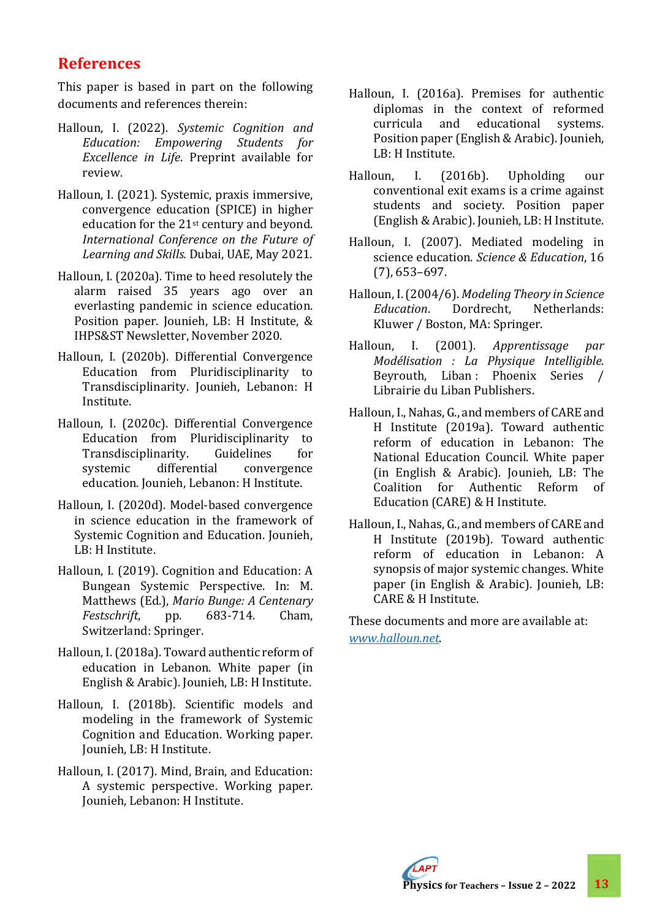## References

This paper is based in part on the following documents and references therein:

Halloun, I. (2022). *Systemic Cognition and Education: Empowering Students for Excellence in Life*. Preprint available for review.

Halloun, I. (2021). Systemic, praxis immersive, convergence education (SPICE) in higher education for the 21st century and beyond. *International Conference on the Future of Learning and Skills.* Dubai, UAE, May 2021.

Halloun, I. (2020a). Time to heed resolutely the alarm raised 35 years ago over an everlasting pandemic in science education. Position paper. Jounieh, LB: H Institute, & IHPS&ST Newsletter, November 2020.

Halloun, I. (2020b). Differential Convergence Education from Pluridisciplinarity to Transdisciplinarity. Jounieh, Lebanon: H Institute.

Halloun, I. (2020c). Differential Convergence Education from Pluridisciplinarity to Transdisciplinarity. Guidelines for systemic differential convergence education. Jounieh, Lebanon: H Institute.

Halloun, I. (2020d). Model-based convergence in science education in the framework of Systemic Cognition and Education. Jounieh, LB: H Institute.

Halloun, I. (2019). Cognition and Education: A Bungean Systemic Perspective. In: M. Matthews (Ed.), *Mario Bunge: A Centenary Festschrift*, pp. 683-714. Cham, Switzerland: Springer.

Halloun, I. (2018a). Toward authentic reform of education in Lebanon. White paper (in English & Arabic). Jounieh, LB: H Institute.

Halloun, I. (2018b). Scientific models and modeling in the framework of Systemic Cognition and Education. Working paper. Jounieh, LB: H Institute.

Halloun, I. (2017). Mind, Brain, and Education: A systemic perspective. Working paper. Jounieh, Lebanon: H Institute.

Halloun, I. (2016a). Premises for authentic diplomas in the context of reformed curricula and educational systems. Position paper (English & Arabic). Jounieh, LB: H Institute.

Halloun, I. (2016b). Upholding our conventional exit exams is a crime against students and society. Position paper (English & Arabic). Jounieh, LB: H Institute.

Halloun, I. (2007). Mediated modeling in science education. *Science & Education*, 16 (7), 653–697.

Halloun, I. (2004/6). *Modeling Theory in Science Education*. Dordrecht, Netherlands: Kluwer / Boston, MA: Springer.

Halloun, I. (2001). *Apprentissage par Modélisation : La Physique Intelligible*. Beyrouth, Liban : Phoenix Series / Librairie du Liban Publishers.

Halloun, I., Nahas, G., and members of CARE and H Institute (2019a). Toward authentic reform of education in Lebanon: The National Education Council. White paper (in English & Arabic). Jounieh, LB: The Coalition for Authentic Reform of Education (CARE) & H Institute.

Halloun, I., Nahas, G., and members of CARE and H Institute (2019b). Toward authentic reform of education in Lebanon: A synopsis of major systemic changes. White paper (in English & Arabic). Jounieh, LB: CARE & H Institute.

These documents and more are available at: [www.halloun.net](http://www.halloun.net).